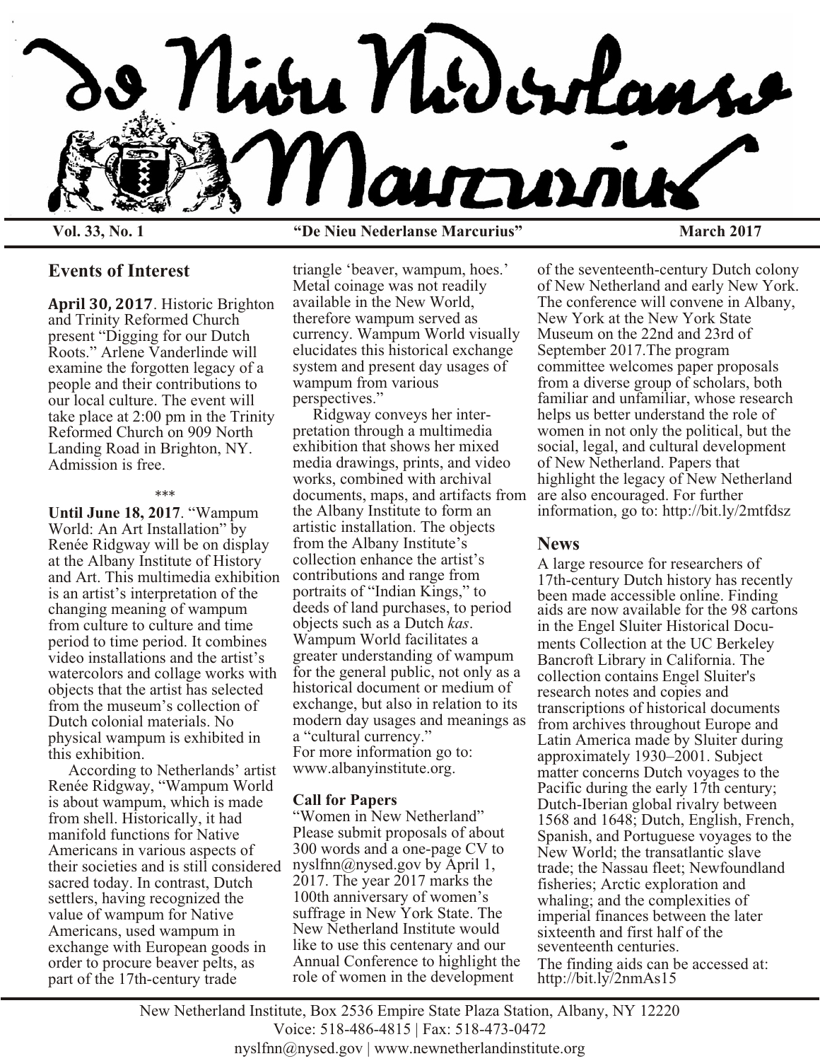# De Nieu Nederlanse Marcurius

**Vol. 33, No. 1** **"De Nieu Nederlanse Marcurius"** **March 2017**

## Events of Interest

**April 30, 2017**. Historic Brighton and Trinity Reformed Church present "Digging for our Dutch Roots." Arlene Vanderlinde will examine the forgotten legacy of a people and their contributions to our local culture. The event will take place at 2:00 pm in the Trinity Reformed Church on 909 North Landing Road in Brighton, NY. Admission is free.

\*\*\*

**Until June 18, 2017**. "Wampum World: An Art Installation" by Renée Ridgway will be on display at the Albany Institute of History and Art. This multimedia exhibition is an artist's interpretation of the changing meaning of wampum from culture to culture and time period to time period. It combines video installations and the artist's watercolors and collage works with objects that the artist has selected from the museum's collection of Dutch colonial materials. No physical wampum is exhibited in this exhibition.

According to Netherlands' artist Renée Ridgway, "Wampum World is about wampum, which is made from shell. Historically, it had manifold functions for Native Americans in various aspects of their societies and is still considered sacred today. In contrast, Dutch settlers, having recognized the value of wampum for Native Americans, used wampum in exchange with European goods in order to procure beaver pelts, as part of the 17th-century trade triangle 'beaver, wampum, hoes.' Metal coinage was not readily available in the New World, therefore wampum served as currency. Wampum World visually elucidates this historical exchange system and present day usages of wampum from various perspectives."

Ridgway conveys her interpretation through a multimedia exhibition that shows her mixed media drawings, prints, and video works, combined with archival documents, maps, and artifacts from the Albany Institute to form an artistic installation. The objects from the Albany Institute's collection enhance the artist's contributions and range from portraits of "Indian Kings," to deeds of land purchases, to period objects such as a Dutch *kas*. Wampum World facilitates a greater understanding of wampum for the general public, not only as a historical document or medium of exchange, but also in relation to its modern day usages and meanings as a "cultural currency."
For more information go to: www.albanyinstitute.org.

### Call for Papers

"Women in New Netherland"
Please submit proposals of about 300 words and a one-page CV to nyslfnn@nysed.gov by April 1, 2017. The year 2017 marks the 100th anniversary of women's suffrage in New York State. The New Netherland Institute would like to use this centenary and our Annual Conference to highlight the role of women in the development of the seventeenth-century Dutch colony of New Netherland and early New York. The conference will convene in Albany, New York at the New York State Museum on the 22nd and 23rd of September 2017.The program committee welcomes paper proposals from a diverse group of scholars, both familiar and unfamiliar, whose research helps us better understand the role of women in not only the political, but the social, legal, and cultural development of New Netherland. Papers that highlight the legacy of New Netherland are also encouraged. For further information, go to: http://bit.ly/2mtfdsz

## News

A large resource for researchers of 17th-century Dutch history has recently been made accessible online. Finding aids are now available for the 98 cartons in the Engel Sluiter Historical Documents Collection at the UC Berkeley Bancroft Library in California. The collection contains Engel Sluiter's research notes and copies and transcriptions of historical documents from archives throughout Europe and Latin America made by Sluiter during approximately 1930–2001. Subject matter concerns Dutch voyages to the Pacific during the early 17th century; Dutch-Iberian global rivalry between 1568 and 1648; Dutch, English, French, Spanish, and Portuguese voyages to the New World; the transatlantic slave trade; the Nassau fleet; Newfoundland fisheries; Arctic exploration and whaling; and the complexities of imperial finances between the later sixteenth and first half of the seventeenth centuries.
The finding aids can be accessed at: http://bit.ly/2nmAs15

New Netherland Institute, Box 2536 Empire State Plaza Station, Albany, NY 12220
Voice: 518-486-4815 | Fax: 518-473-0472
nyslfnn@nysed.gov | www.newnetherlandinstitute.org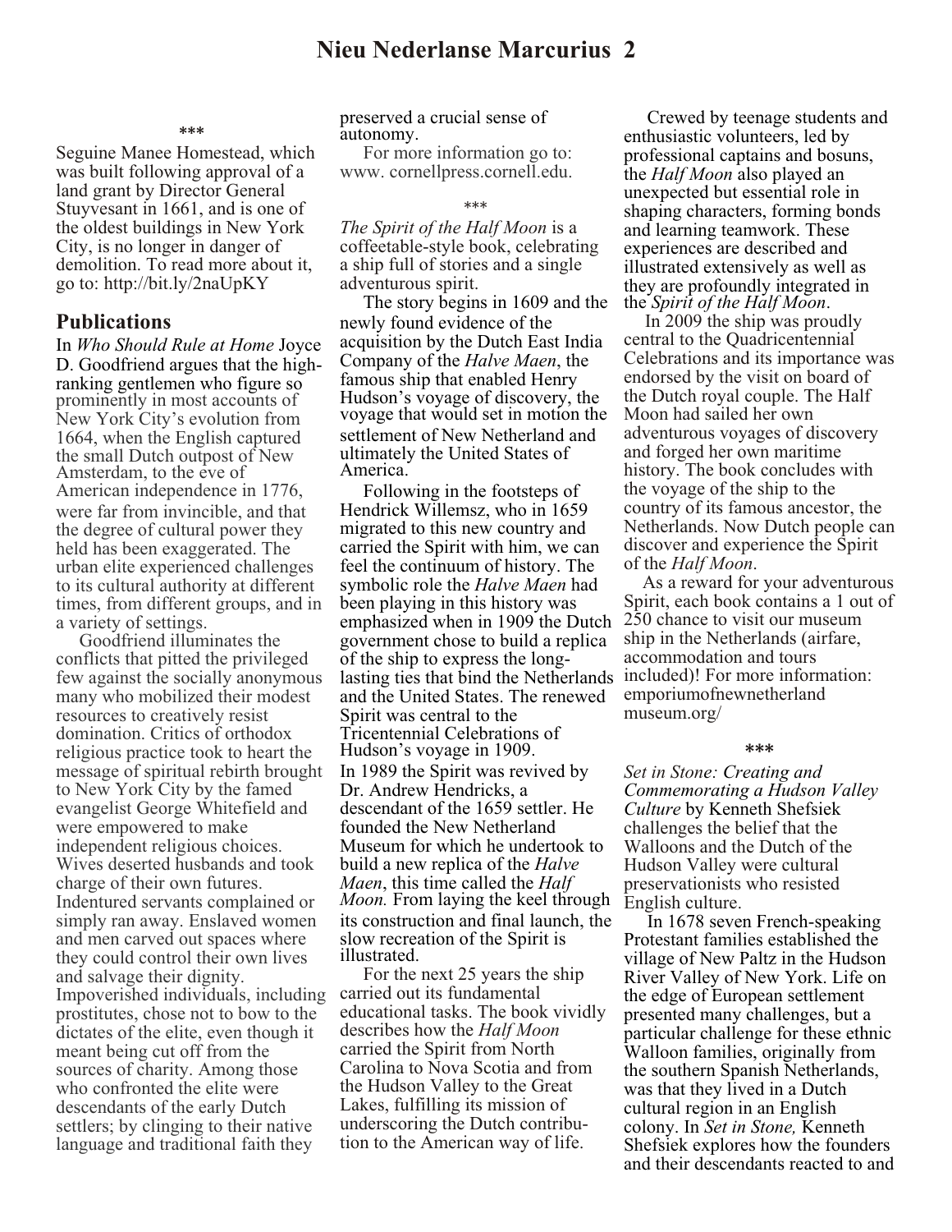\*\*\*

Seguine Manee Homestead, which was built following approval of a land grant by Director General Stuyvesant in 1661, and is one of the oldest buildings in New York City, is no longer in danger of demolition. To read more about it, go to: http://bit.ly/2naUpKY

## Publications

In *Who Should Rule at Home* Joyce D. Goodfriend argues that the high-ranking gentlemen who figure so prominently in most accounts of New York City's evolution from 1664, when the English captured the small Dutch outpost of New Amsterdam, to the eve of American independence in 1776, were far from invincible, and that the degree of cultural power they held has been exaggerated. The urban elite experienced challenges to its cultural authority at different times, from different groups, and in a variety of settings.

Goodfriend illuminates the conflicts that pitted the privileged few against the socially anonymous many who mobilized their modest resources to creatively resist domination. Critics of orthodox religious practice took to heart the message of spiritual rebirth brought to New York City by the famed evangelist George Whitefield and were empowered to make independent religious choices. Wives deserted husbands and took charge of their own futures. Indentured servants complained or simply ran away. Enslaved women and men carved out spaces where they could control their own lives and salvage their dignity. Impoverished individuals, including prostitutes, chose not to bow to the dictates of the elite, even though it meant being cut off from the sources of charity. Among those who confronted the elite were descendants of the early Dutch settlers; by clinging to their native language and traditional faith they preserved a crucial sense of autonomy.

For more information go to: www. cornellpress.cornell.edu.

\*\*\*

*The Spirit of the Half Moon* is a coffeetable-style book, celebrating a ship full of stories and a single adventurous spirit.

The story begins in 1609 and the newly found evidence of the acquisition by the Dutch East India Company of the *Halve Maen*, the famous ship that enabled Henry Hudson's voyage of discovery, the voyage that would set in motion the settlement of New Netherland and ultimately the United States of America.

Following in the footsteps of Hendrick Willemsz, who in 1659 migrated to this new country and carried the Spirit with him, we can feel the continuum of history. The symbolic role the *Halve Maen* had been playing in this history was emphasized when in 1909 the Dutch government chose to build a replica of the ship to express the long-lasting ties that bind the Netherlands and the United States. The renewed Spirit was central to the Tricentennial Celebrations of Hudson's voyage in 1909.

In 1989 the Spirit was revived by Dr. Andrew Hendricks, a descendant of the 1659 settler. He founded the New Netherland Museum for which he undertook to build a new replica of the *Halve Maen*, this time called the *Half Moon.* From laying the keel through its construction and final launch, the slow recreation of the Spirit is illustrated.

For the next 25 years the ship carried out its fundamental educational tasks. The book vividly describes how the *Half Moon* carried the Spirit from North Carolina to Nova Scotia and from the Hudson Valley to the Great Lakes, fulfilling its mission of underscoring the Dutch contribution to the American way of life.

Crewed by teenage students and enthusiastic volunteers, led by professional captains and bosuns, the *Half Moon* also played an unexpected but essential role in shaping characters, forming bonds and learning teamwork. These experiences are described and illustrated extensively as well as they are profoundly integrated in the *Spirit of the Half Moon*.

In 2009 the ship was proudly central to the Quadricentennial Celebrations and its importance was endorsed by the visit on board of the Dutch royal couple. The Half Moon had sailed her own adventurous voyages of discovery and forged her own maritime history. The book concludes with the voyage of the ship to the country of its famous ancestor, the Netherlands. Now Dutch people can discover and experience the Spirit of the *Half Moon*.

As a reward for your adventurous Spirit, each book contains a 1 out of 250 chance to visit our museum ship in the Netherlands (airfare, accommodation and tours included)! For more information: emporiumofnewnetherland museum.org/

\*\*\*

*Set in Stone: Creating and Commemorating a Hudson Valley Culture* by Kenneth Shefsiek challenges the belief that the Walloons and the Dutch of the Hudson Valley were cultural preservationists who resisted English culture.

In 1678 seven French-speaking Protestant families established the village of New Paltz in the Hudson River Valley of New York. Life on the edge of European settlement presented many challenges, but a particular challenge for these ethnic Walloon families, originally from the southern Spanish Netherlands, was that they lived in a Dutch cultural region in an English colony. In *Set in Stone,* Kenneth Shefsiek explores how the founders and their descendants reacted to and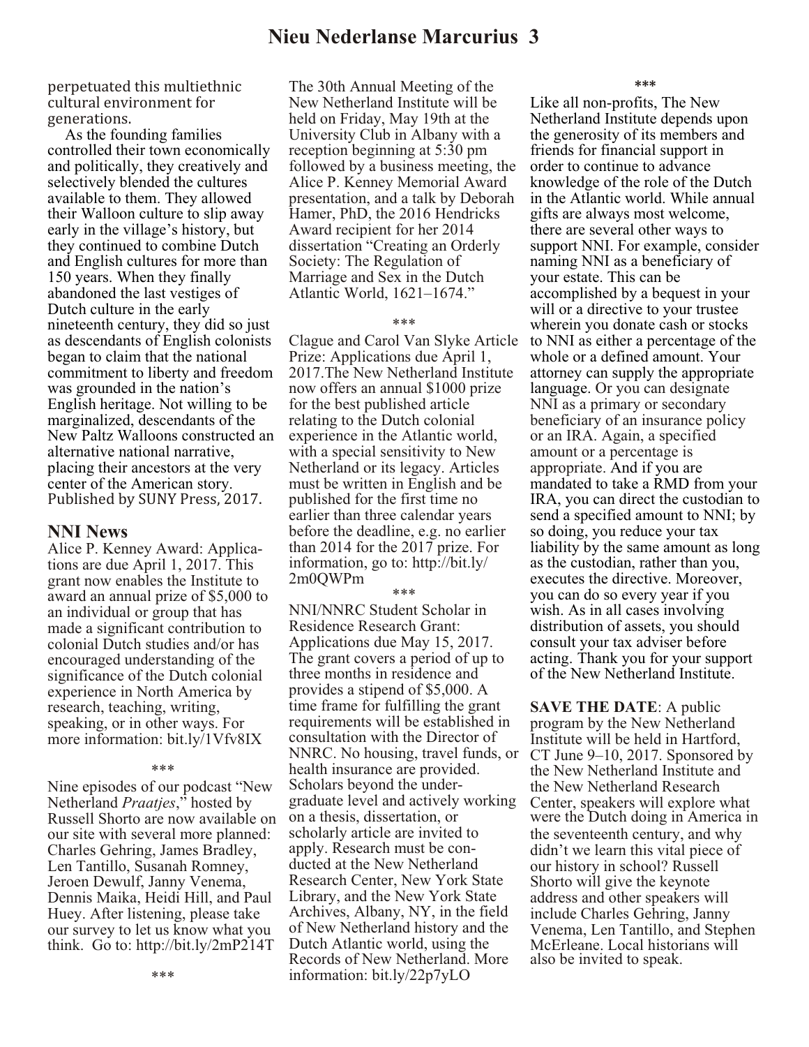perpetuated this multiethnic cultural environment for generations.

As the founding families controlled their town economically and politically, they creatively and selectively blended the cultures available to them. They allowed their Walloon culture to slip away early in the village's history, but they continued to combine Dutch and English cultures for more than 150 years. When they finally abandoned the last vestiges of Dutch culture in the early nineteenth century, they did so just as descendants of English colonists began to claim that the national commitment to liberty and freedom was grounded in the nation's English heritage. Not willing to be marginalized, descendants of the New Paltz Walloons constructed an alternative national narrative, placing their ancestors at the very center of the American story. Published by SUNY Press, 2017.

## NNI News

Alice P. Kenney Award: Applications are due April 1, 2017. This grant now enables the Institute to award an annual prize of $5,000 to an individual or group that has made a significant contribution to colonial Dutch studies and/or has encouraged understanding of the significance of the Dutch colonial experience in North America by research, teaching, writing, speaking, or in other ways. For more information: bit.ly/1Vfv8IX

\*\*\*

Nine episodes of our podcast "New Netherland *Praatjes*," hosted by Russell Shorto are now available on our site with several more planned: Charles Gehring, James Bradley, Len Tantillo, Susanah Romney, Jeroen Dewulf, Janny Venema, Dennis Maika, Heidi Hill, and Paul Huey. After listening, please take our survey to let us know what you think. Go to: http://bit.ly/2mP214T

\*\*\*

The 30th Annual Meeting of the New Netherland Institute will be held on Friday, May 19th at the University Club in Albany with a reception beginning at 5:30 pm followed by a business meeting, the Alice P. Kenney Memorial Award presentation, and a talk by Deborah Hamer, PhD, the 2016 Hendricks Award recipient for her 2014 dissertation "Creating an Orderly Society: The Regulation of Marriage and Sex in the Dutch Atlantic World, 1621–1674."

\*\*\*

Clague and Carol Van Slyke Article Prize: Applications due April 1, 2017.The New Netherland Institute now offers an annual $1000 prize for the best published article relating to the Dutch colonial experience in the Atlantic world, with a special sensitivity to New Netherland or its legacy. Articles must be written in English and be published for the first time no earlier than three calendar years before the deadline, e.g. no earlier than 2014 for the 2017 prize. For information, go to: http://bit.ly/2m0QWPm

\*\*\*

NNI/NNRC Student Scholar in Residence Research Grant: Applications due May 15, 2017. The grant covers a period of up to three months in residence and provides a stipend of $5,000. A time frame for fulfilling the grant requirements will be established in consultation with the Director of NNRC. No housing, travel funds, or health insurance are provided. Scholars beyond the undergraduate level and actively working on a thesis, dissertation, or scholarly article are invited to apply. Research must be conducted at the New Netherland Research Center, New York State Library, and the New York State Archives, Albany, NY, in the field of New Netherland history and the Dutch Atlantic world, using the Records of New Netherland. More information: bit.ly/22p7yLO

\*\*\*

Like all non-profits, The New Netherland Institute depends upon the generosity of its members and friends for financial support in order to continue to advance knowledge of the role of the Dutch in the Atlantic world. While annual gifts are always most welcome, there are several other ways to support NNI. For example, consider naming NNI as a beneficiary of your estate. This can be accomplished by a bequest in your will or a directive to your trustee wherein you donate cash or stocks to NNI as either a percentage of the whole or a defined amount. Your attorney can supply the appropriate language. Or you can designate NNI as a primary or secondary beneficiary of an insurance policy or an IRA. Again, a specified amount or a percentage is appropriate. And if you are mandated to take a RMD from your IRA, you can direct the custodian to send a specified amount to NNI; by so doing, you reduce your tax liability by the same amount as long as the custodian, rather than you, executes the directive. Moreover, you can do so every year if you wish. As in all cases involving distribution of assets, you should consult your tax adviser before acting. Thank you for your support of the New Netherland Institute.

**SAVE THE DATE**: A public program by the New Netherland Institute will be held in Hartford, CT June 9–10, 2017. Sponsored by the New Netherland Institute and the New Netherland Research Center, speakers will explore what were the Dutch doing in America in the seventeenth century, and why didn't we learn this vital piece of our history in school? Russell Shorto will give the keynote address and other speakers will include Charles Gehring, Janny Venema, Len Tantillo, and Stephen McErleane. Local historians will also be invited to speak.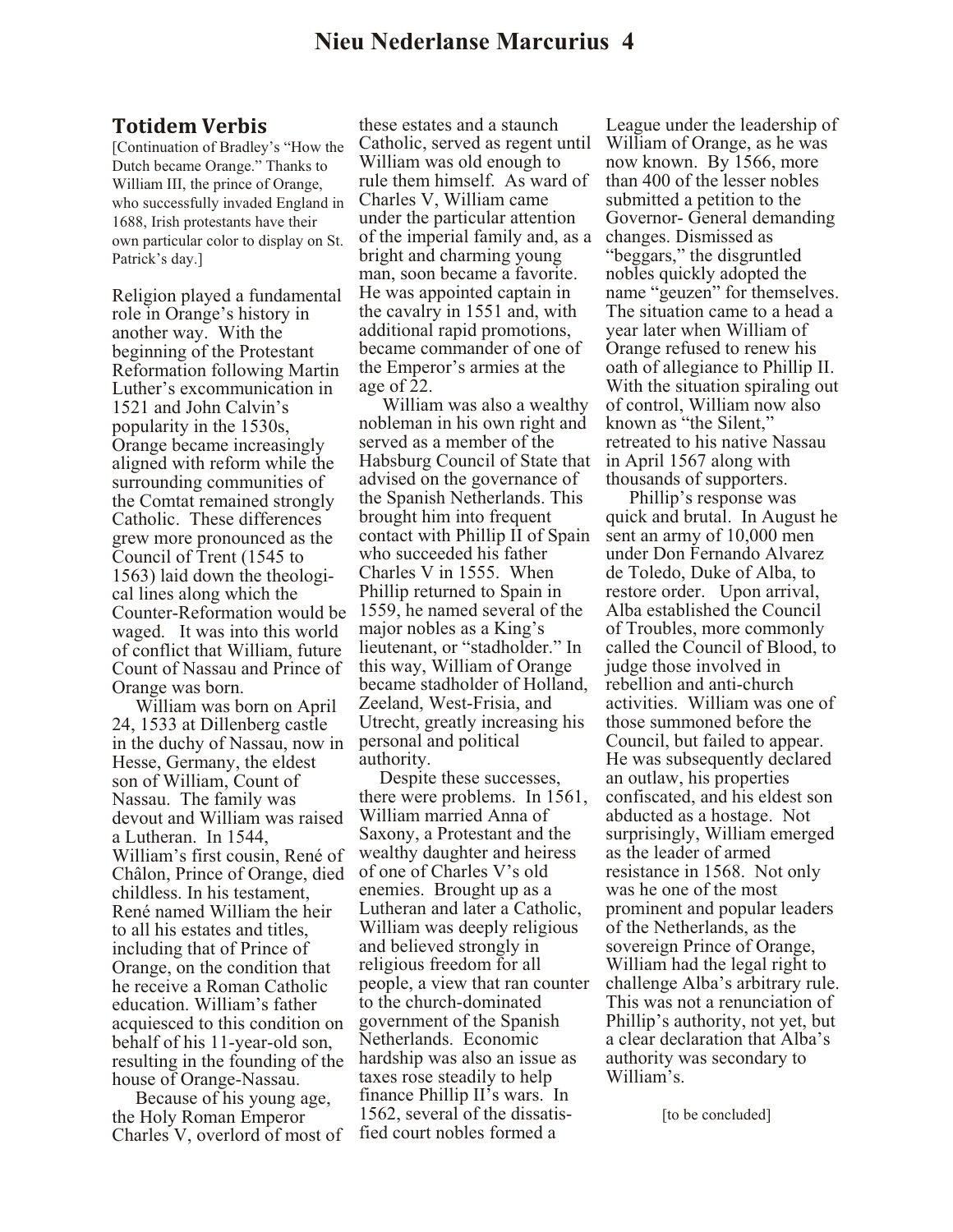## Totidem Verbis

[Continuation of Bradley's "How the Dutch became Orange." Thanks to William III, the prince of Orange, who successfully invaded England in 1688, Irish protestants have their own particular color to display on St. Patrick's day.]

Religion played a fundamental role in Orange's history in another way. With the beginning of the Protestant Reformation following Martin Luther's excommunication in 1521 and John Calvin's popularity in the 1530s, Orange became increasingly aligned with reform while the surrounding communities of the Comtat remained strongly Catholic. These differences grew more pronounced as the Council of Trent (1545 to 1563) laid down the theological lines along which the Counter-Reformation would be waged. It was into this world of conflict that William, future Count of Nassau and Prince of Orange was born.

William was born on April 24, 1533 at Dillenberg castle in the duchy of Nassau, now in Hesse, Germany, the eldest son of William, Count of Nassau. The family was devout and William was raised a Lutheran. In 1544, William's first cousin, René of Châlon, Prince of Orange, died childless. In his testament, René named William the heir to all his estates and titles, including that of Prince of Orange, on the condition that he receive a Roman Catholic education. William's father acquiesced to this condition on behalf of his 11-year-old son, resulting in the founding of the house of Orange-Nassau.

Because of his young age, the Holy Roman Emperor Charles V, overlord of most of these estates and a staunch Catholic, served as regent until William was old enough to rule them himself. As ward of Charles V, William came under the particular attention of the imperial family and, as a bright and charming young man, soon became a favorite. He was appointed captain in the cavalry in 1551 and, with additional rapid promotions, became commander of one of the Emperor's armies at the age of 22.

William was also a wealthy nobleman in his own right and served as a member of the Habsburg Council of State that advised on the governance of the Spanish Netherlands. This brought him into frequent contact with Phillip II of Spain who succeeded his father Charles V in 1555. When Phillip returned to Spain in 1559, he named several of the major nobles as a King's lieutenant, or "stadholder." In this way, William of Orange became stadholder of Holland, Zeeland, West-Frisia, and Utrecht, greatly increasing his personal and political authority.

Despite these successes, there were problems. In 1561, William married Anna of Saxony, a Protestant and the wealthy daughter and heiress of one of Charles V's old enemies. Brought up as a Lutheran and later a Catholic, William was deeply religious and believed strongly in religious freedom for all people, a view that ran counter to the church-dominated government of the Spanish Netherlands. Economic hardship was also an issue as taxes rose steadily to help finance Phillip II's wars. In 1562, several of the dissatisfied court nobles formed a League under the leadership of William of Orange, as he was now known. By 1566, more than 400 of the lesser nobles submitted a petition to the Governor- General demanding changes. Dismissed as "beggars," the disgruntled nobles quickly adopted the name "geuzen" for themselves. The situation came to a head a year later when William of Orange refused to renew his oath of allegiance to Phillip II. With the situation spiraling out of control, William now also known as "the Silent," retreated to his native Nassau in April 1567 along with thousands of supporters.

Phillip's response was quick and brutal. In August he sent an army of 10,000 men under Don Fernando Alvarez de Toledo, Duke of Alba, to restore order. Upon arrival, Alba established the Council of Troubles, more commonly called the Council of Blood, to judge those involved in rebellion and anti-church activities. William was one of those summoned before the Council, but failed to appear. He was subsequently declared an outlaw, his properties confiscated, and his eldest son abducted as a hostage. Not surprisingly, William emerged as the leader of armed resistance in 1568. Not only was he one of the most prominent and popular leaders of the Netherlands, as the sovereign Prince of Orange, William had the legal right to challenge Alba's arbitrary rule. This was not a renunciation of Phillip's authority, not yet, but a clear declaration that Alba's authority was secondary to William's.

[to be concluded]